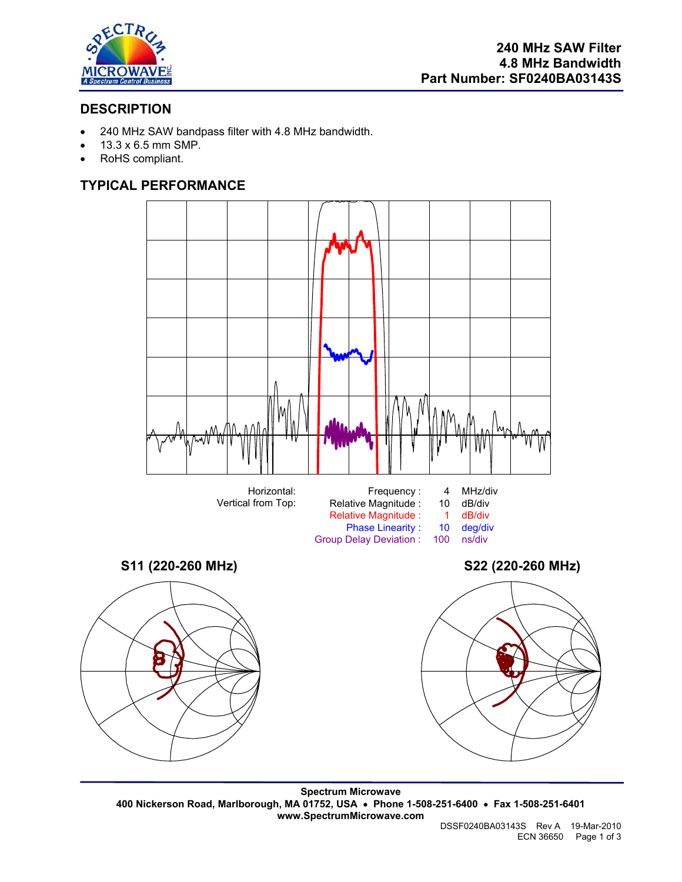240 MHz SAW Filter
4.8 MHz Bandwidth
Part Number: SF0240BA03143S

## DESCRIPTION

- 240 MHz SAW bandpass filter with 4.8 MHz bandwidth.
- 13.3 x 6.5 mm SMP.
- RoHS compliant.

## TYPICAL PERFORMANCE

| Horizontal: | Frequency : | 4 | MHz/div |
|---|---|---|---|
| Vertical from Top: | Relative Magnitude : | 10 | dB/div |
| | Relative Magnitude : | 1 | dB/div |
| | Phase Linearity : | 10 | deg/div |
| | Group Delay Deviation : | 100 | ns/div |

### S11 (220-260 MHz)

### S22 (220-260 MHz)

**Spectrum Microwave**
**400 Nickerson Road, Marlborough, MA 01752, USA • Phone 1-508-251-6400 • Fax 1-508-251-6401**
**www.SpectrumMicrowave.com**

DSSF0240BA03143S Rev A 19-Mar-2010
ECN 36650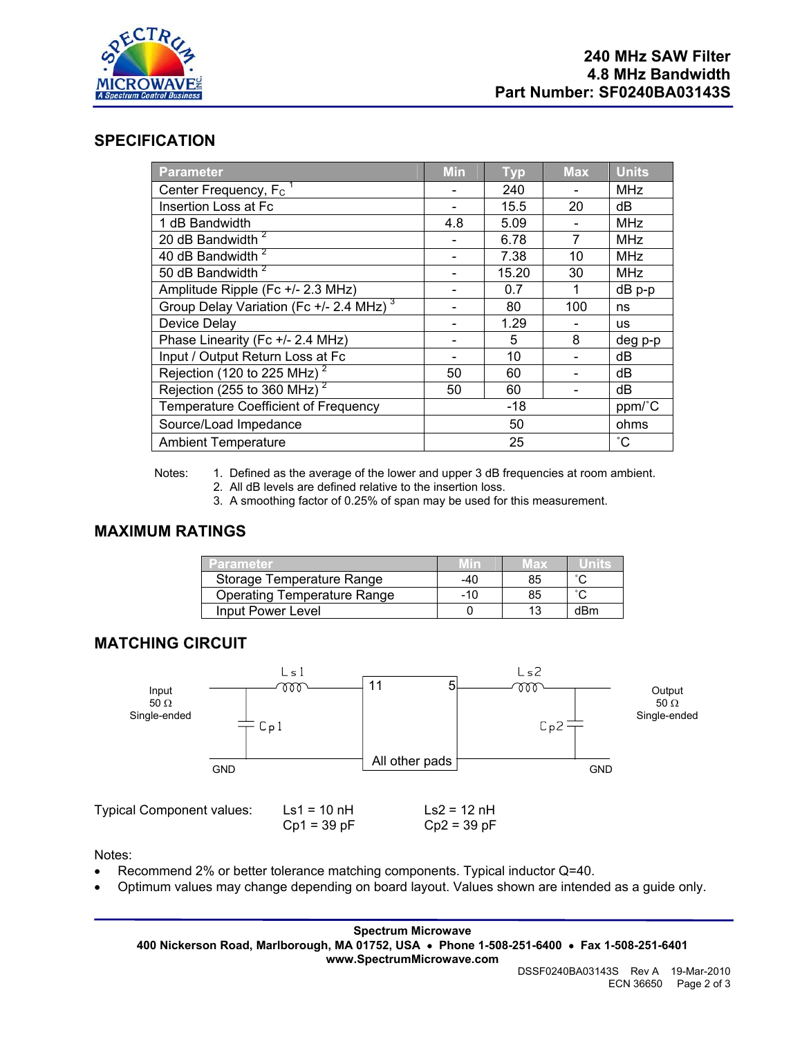# 240 MHz SAW Filter
# 4.8 MHz Bandwidth
# Part Number: SF0240BA03143S

## SPECIFICATION

| Parameter | Min | Typ | Max | Units |
|---|---|---|---|---|
| Center Frequency, $F_C$ [1] | - | 240 | - | MHz |
| Insertion Loss at Fc | - | 15.5 | 20 | dB |
| 1 dB Bandwidth | 4.8 | 5.09 | - | MHz |
| 20 dB Bandwidth [2] | - | 6.78 | 7 | MHz |
| 40 dB Bandwidth [2] | - | 7.38 | 10 | MHz |
| 50 dB Bandwidth [2] | - | 15.20 | 30 | MHz |
| Amplitude Ripple (Fc +/- 2.3 MHz) | - | 0.7 | 1 | dB p-p |
| Group Delay Variation (Fc +/- 2.4 MHz) [3] | - | 80 | 100 | ns |
| Device Delay | - | 1.29 | - | us |
| Phase Linearity (Fc +/- 2.4 MHz) | - | 5 | 8 | deg p-p |
| Input / Output Return Loss at Fc | - | 10 | - | dB |
| Rejection (120 to 225 MHz) [2] | 50 | 60 | - | dB |
| Rejection (255 to 360 MHz) [2] | 50 | 60 | - | dB |
| Temperature Coefficient of Frequency | | -18 | | ppm/˚C |
| Source/Load Impedance | | 50 | | ohms |
| Ambient Temperature | | 25 | | ˚C |

Notes:
1. Defined as the average of the lower and upper 3 dB frequencies at room ambient.
2. All dB levels are defined relative to the insertion loss.
3. A smoothing factor of 0.25% of span may be used for this measurement.

## MAXIMUM RATINGS

| Parameter | Min | Max | Units |
|---|---|---|---|
| Storage Temperature Range | -40 | 85 | ˚C |
| Operating Temperature Range | -10 | 85 | ˚C |
| Input Power Level | 0 | 13 | dBm |

## MATCHING CIRCUIT

Input 50 Ω Single-ended — Ls1 — pad 11 [All other pads: GND] pad 5 — Ls2 — Output 50 Ω Single-ended; Cp1 shunt to GND at input, Cp2 shunt to GND at output.

Typical Component values: Ls1 = 10 nH, Cp1 = 39 pF; Ls2 = 12 nH, Cp2 = 39 pF

Notes:
- Recommend 2% or better tolerance matching components. Typical inductor Q=40.
- Optimum values may change depending on board layout. Values shown are intended as a guide only.

**Spectrum Microwave**
**400 Nickerson Road, Marlborough, MA 01752, USA • Phone 1-508-251-6400 • Fax 1-508-251-6401**
**www.SpectrumMicrowave.com**

DSSF0240BA03143S Rev A 19-Mar-2010
ECN 36650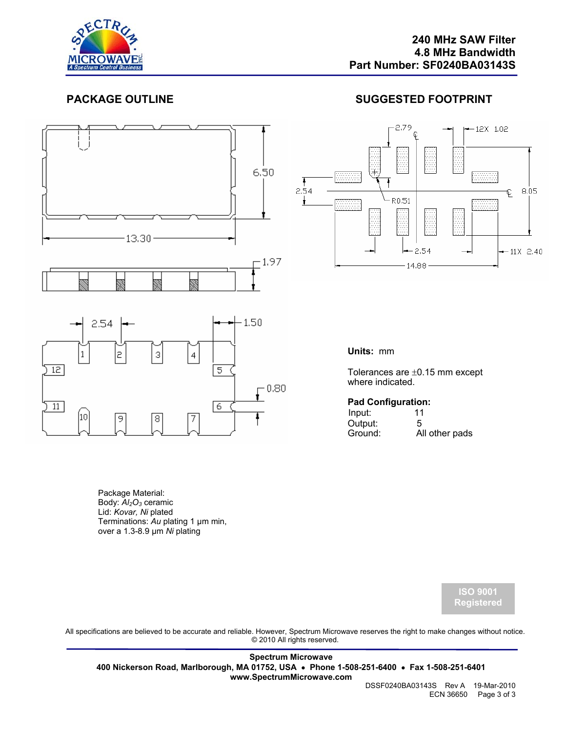240 MHz SAW Filter
4.8 MHz Bandwidth
Part Number: SF0240BA03143S

## PACKAGE OUTLINE

6.50

13.30

1.97

2.54

1.50

0.80

1 2 3 4

12 5

11 6

10 9 8 7

## SUGGESTED FOOTPRINT

2.79

12X 1.02

2.54

8.05

R0.51

2.54

11X 2.40

14.88

**Units:** mm

Tolerances are ±0.15 mm except where indicated.

**Pad Configuration:**

| | |
|---|---|
| Input: | 11 |
| Output: | 5 |
| Ground: | All other pads |

Package Material:
Body: *$Al_2O_3$* ceramic
Lid: *Kovar, Ni* plated
Terminations: *Au* plating 1 µm min, over a 1.3-8.9 µm *Ni* plating

ISO 9001 Registered

All specifications are believed to be accurate and reliable. However, Spectrum Microwave reserves the right to make changes without notice.
© 2010 All rights reserved.

**Spectrum Microwave**
**400 Nickerson Road, Marlborough, MA 01752, USA • Phone 1-508-251-6400 • Fax 1-508-251-6401**
**www.SpectrumMicrowave.com**

DSSF0240BA03143S Rev A 19-Mar-2010
ECN 36650